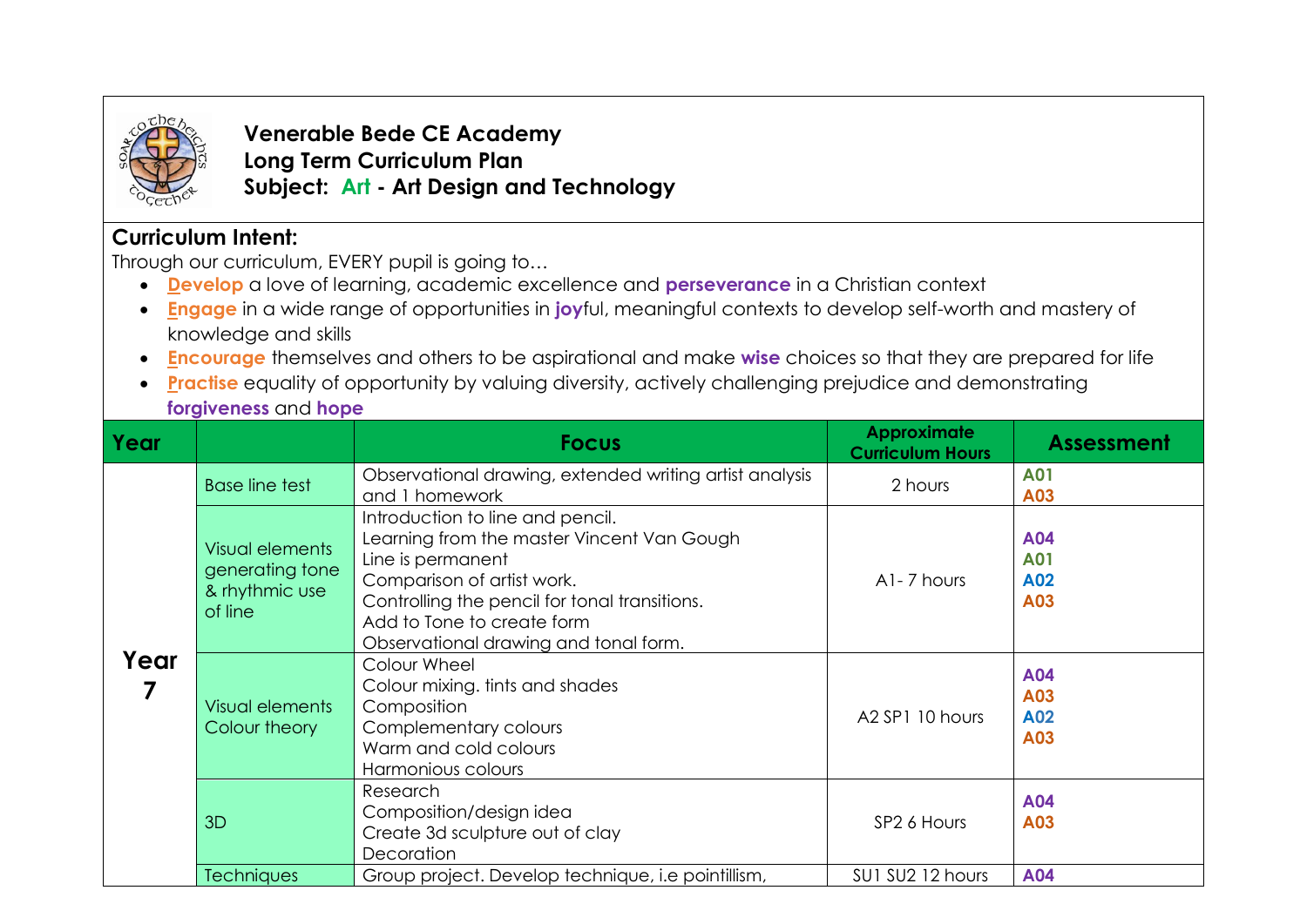**Venerable Bede CE Academy**
**Long Term Curriculum Plan**
**Subject: Art - Art Design and Technology**

## Curriculum Intent:

Through our curriculum, EVERY pupil is going to…

- **Develop** a love of learning, academic excellence and **perseverance** in a Christian context
- **Engage** in a wide range of opportunities in **joy**ful, meaningful contexts to develop self-worth and mastery of knowledge and skills
- **Encourage** themselves and others to be aspirational and make **wise** choices so that they are prepared for life
- **Practise** equality of opportunity by valuing diversity, actively challenging prejudice and demonstrating **forgiveness** and **hope**

| Year | | Focus | Approximate Curriculum Hours | Assessment |
|---|---|---|---|---|
| Year 7 | Base line test | Observational drawing, extended writing artist analysis and 1 homework | 2 hours | A01<br>A03 |
| | Visual elements generating tone & rhythmic use of line | Introduction to line and pencil.<br>Learning from the master Vincent Van Gough<br>Line is permanent<br>Comparison of artist work.<br>Controlling the pencil for tonal transitions.<br>Add to Tone to create form<br>Observational drawing and tonal form. | A1- 7 hours | A04<br>A01<br>A02<br>A03 |
| | Visual elements Colour theory | Colour Wheel<br>Colour mixing. tints and shades<br>Composition<br>Complementary colours<br>Warm and cold colours<br>Harmonious colours | A2 SP1 10 hours | A04<br>A03<br>A02<br>A03 |
| | 3D | Research<br>Composition/design idea<br>Create 3d sculpture out of clay<br>Decoration | SP2 6 Hours | A04<br>A03 |
| | Techniques | Group project. Develop technique, i.e pointillism, | SU1 SU2 12 hours | A04 |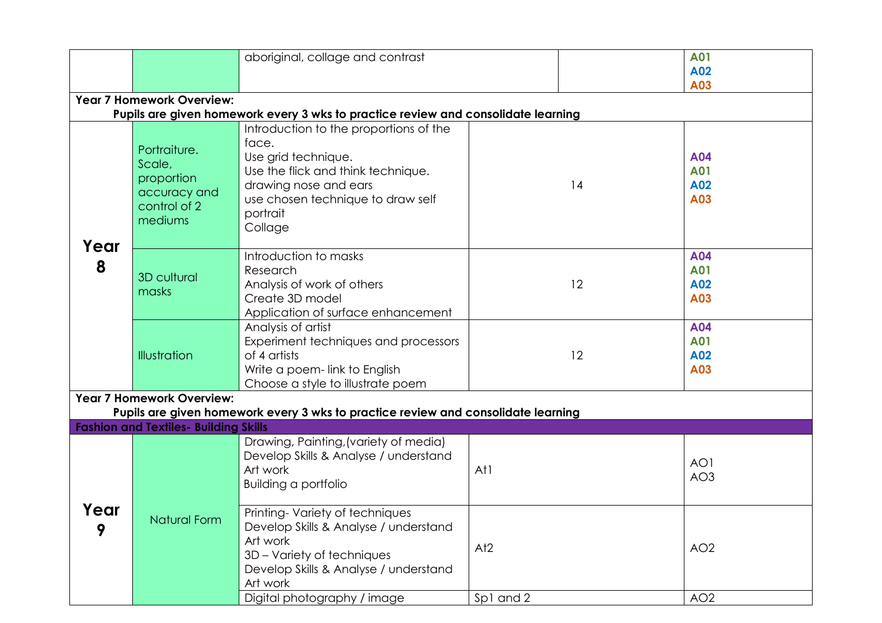| | | | | |
|---|---|---|---|---|
| | | aboriginal, collage and contrast | | A01<br>A02<br>A03 |
| **Year 7 Homework Overview:**<br>**Pupils are given homework every 3 wks to practice review and consolidate learning** | | | | |
| **Year 8** | Portraiture.<br>Scale, proportion accuracy and control of 2 mediums | Introduction to the proportions of the face.<br>Use grid technique.<br>Use the flick and think technique.<br>drawing nose and ears<br>use chosen technique to draw self portrait<br>Collage | 14 | A04<br>A01<br>A02<br>A03 |
| | 3D cultural masks | Introduction to masks<br>Research<br>Analysis of work of others<br>Create 3D model<br>Application of surface enhancement | 12 | A04<br>A01<br>A02<br>A03 |
| | Illustration | Analysis of artist<br>Experiment techniques and processors of 4 artists<br>Write a poem- link to English<br>Choose a style to illustrate poem | 12 | A04<br>A01<br>A02<br>A03 |
| **Year 7 Homework Overview:**<br>**Pupils are given homework every 3 wks to practice review and consolidate learning** | | | | |
| **Fashion and Textiles- Building Skills** | | | | |
| **Year 9** | Natural Form | Drawing, Painting,(variety of media)<br>Develop Skills & Analyse / understand Art work<br>Building a portfolio | At1 | AO1<br>AO3 |
| | | Printing- Variety of techniques<br>Develop Skills & Analyse / understand Art work<br>3D – Variety of techniques<br>Develop Skills & Analyse / understand Art work | At2 | AO2 |
| | | Digital photography / image | Sp1 and 2 | AO2 |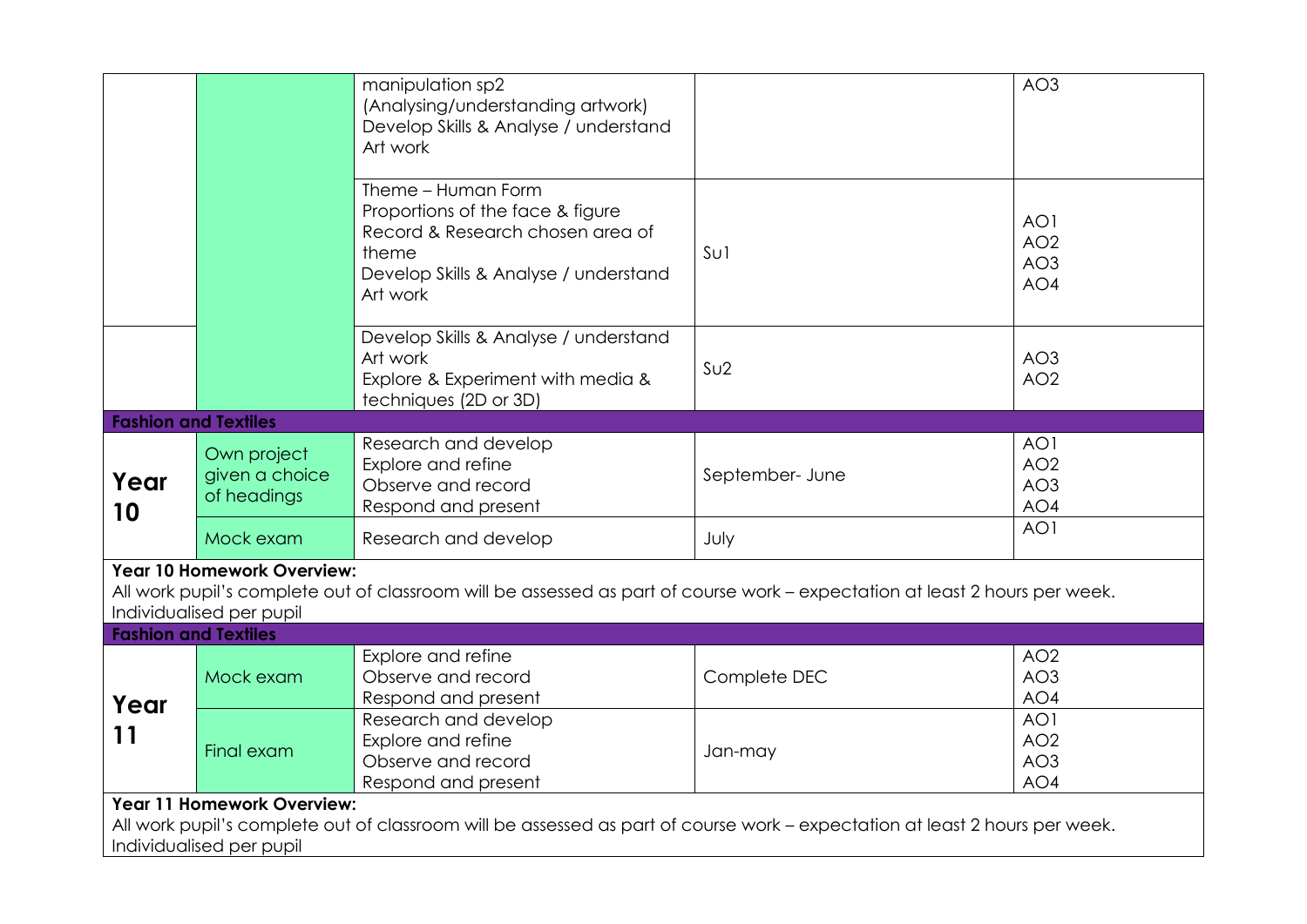| | | | | |
|---|---|---|---|---|
| | | manipulation sp2<br>(Analysing/understanding artwork)<br>Develop Skills & Analyse / understand Art work | | AO3 |
| | | Theme – Human Form<br>Proportions of the face & figure<br>Record & Research chosen area of theme<br>Develop Skills & Analyse / understand Art work | Su1 | AO1<br>AO2<br>AO3<br>AO4 |
| | | Develop Skills & Analyse / understand Art work<br>Explore & Experiment with media & techniques (2D or 3D) | Su2 | AO3<br>AO2 |

**Fashion and Textiles**

| | | | | |
|---|---|---|---|---|
| **Year 10** | Own project given a choice of headings | Research and develop<br>Explore and refine<br>Observe and record<br>Respond and present | September- June | AO1<br>AO2<br>AO3<br>AO4 |
| | Mock exam | Research and develop | July | AO1 |

**Year 10 Homework Overview:**
All work pupil's complete out of classroom will be assessed as part of course work – expectation at least 2 hours per week. Individualised per pupil

**Fashion and Textiles**

| | | | | |
|---|---|---|---|---|
| **Year 11** | Mock exam | Explore and refine<br>Observe and record<br>Respond and present | Complete DEC | AO2<br>AO3<br>AO4 |
| | Final exam | Research and develop<br>Explore and refine<br>Observe and record<br>Respond and present | Jan-may | AO1<br>AO2<br>AO3<br>AO4 |

**Year 11 Homework Overview:**
All work pupil's complete out of classroom will be assessed as part of course work – expectation at least 2 hours per week. Individualised per pupil